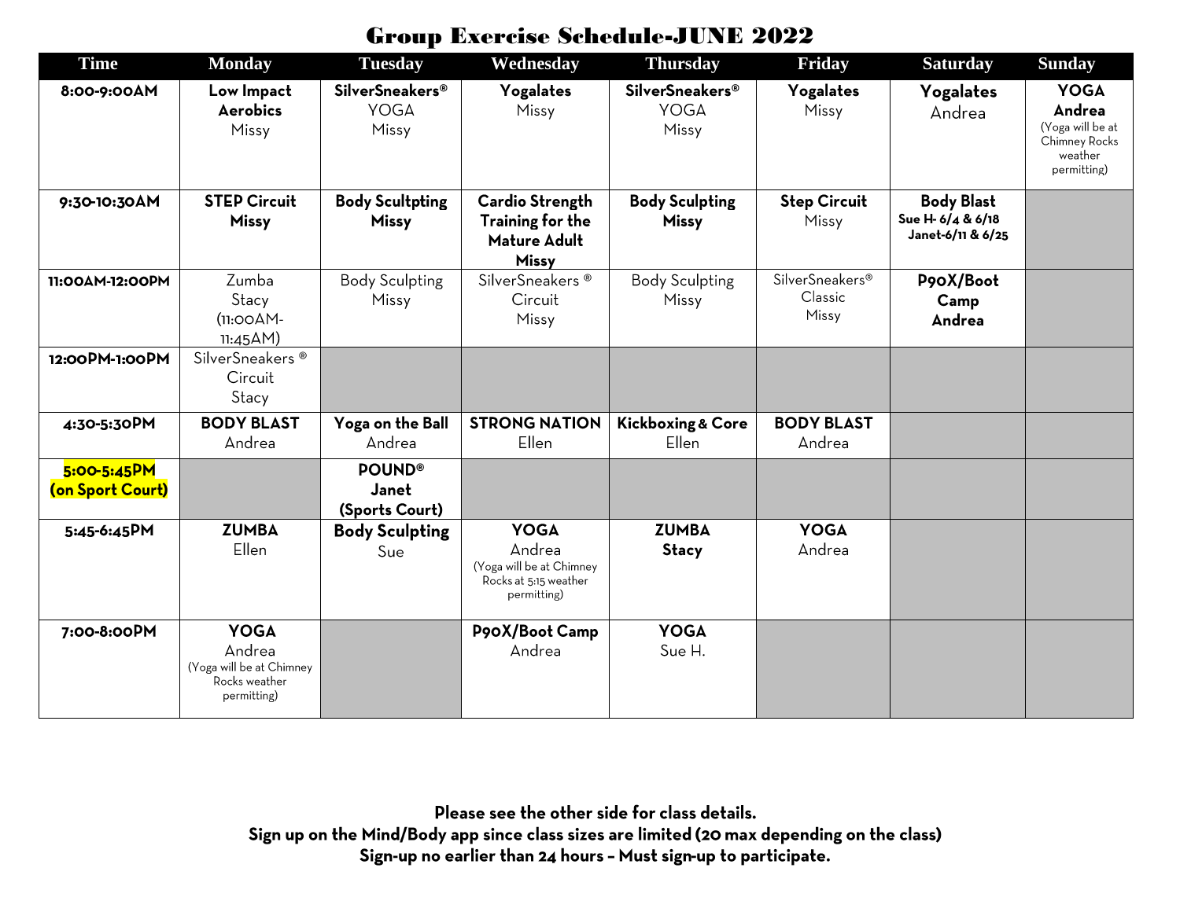# Group Exercise Schedule-JUNE 2022

| Time | Monday | Tuesday | Wednesday | Thursday | Friday | Saturday | Sunday |
|---|---|---|---|---|---|---|---|
| **8:00-9:00AM** | **Low Impact Aerobics** Missy | **SilverSneakers®** YOGA Missy | **Yogalates** Missy | **SilverSneakers®** YOGA Missy | **Yogalates** Missy | **Yogalates** Andrea | **YOGA Andrea** (Yoga will be at Chimney Rocks weather permitting) |
| **9:30-10:30AM** | **STEP Circuit Missy** | **Body Scultpting Missy** | **Cardio Strength Training for the Mature Adult Missy** | **Body Sculpting Missy** | **Step Circuit** Missy | **Body Blast** **Sue H- 6/4 & 6/18** **Janet-6/11 & 6/25** | |
| **11:00AM-12:00PM** | Zumba Stacy (11:00AM-11:45AM) | Body Sculpting Missy | SilverSneakers ® Circuit Missy | Body Sculpting Missy | SilverSneakers® Classic Missy | **P90X/Boot Camp Andrea** | |
| **12:00PM-1:00PM** | SilverSneakers ® Circuit Stacy | | | | | | |
| **4:30-5:30PM** | **BODY BLAST** Andrea | **Yoga on the Ball** Andrea | **STRONG NATION** Ellen | **Kickboxing & Core** Ellen | **BODY BLAST** Andrea | | |
| **5:00-5:45PM (on Sport Court)** | | **POUND® Janet (Sports Court)** | | | | | |
| **5:45-6:45PM** | **ZUMBA** Ellen | **Body Sculpting** Sue | **YOGA** Andrea (Yoga will be at Chimney Rocks at 5:15 weather permitting) | **ZUMBA Stacy** | **YOGA** Andrea | | |
| **7:00-8:00PM** | **YOGA** Andrea (Yoga will be at Chimney Rocks weather permitting) | | **P90X/Boot Camp** Andrea | **YOGA** Sue H. | | | |

**Please see the other side for class details.**
**Sign up on the Mind/Body app since class sizes are limited (20 max depending on the class)**
**Sign-up no earlier than 24 hours – Must sign-up to participate.**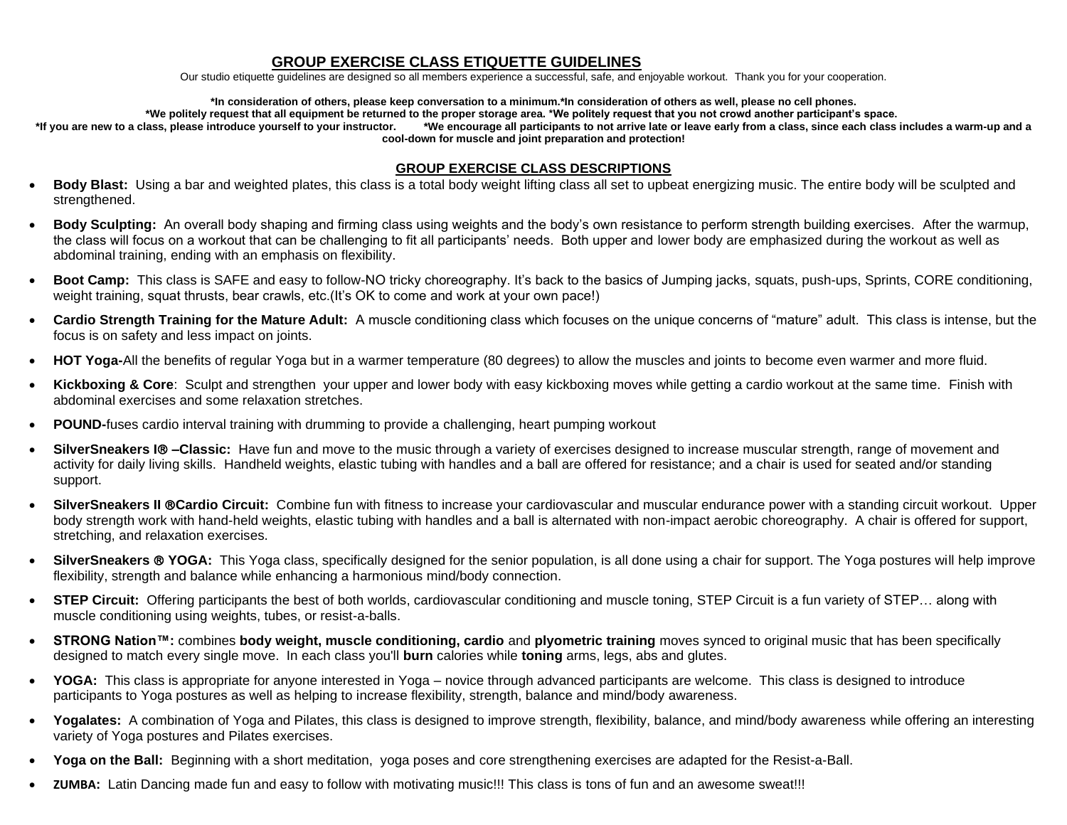## GROUP EXERCISE CLASS ETIQUETTE GUIDELINES

Our studio etiquette guidelines are designed so all members experience a successful, safe, and enjoyable workout. Thank you for your cooperation.

**\*In consideration of others, please keep conversation to a minimum.\*In consideration of others as well, please no cell phones.**
**\*We politely request that all equipment be returned to the proper storage area. \*We politely request that you not crowd another participant's space.**
**\*If you are new to a class, please introduce yourself to your instructor. \*We encourage all participants to not arrive late or leave early from a class, since each class includes a warm-up and a cool-down for muscle and joint preparation and protection!**

## GROUP EXERCISE CLASS DESCRIPTIONS

- **Body Blast:** Using a bar and weighted plates, this class is a total body weight lifting class all set to upbeat energizing music. The entire body will be sculpted and strengthened.
- **Body Sculpting:** An overall body shaping and firming class using weights and the body's own resistance to perform strength building exercises. After the warmup, the class will focus on a workout that can be challenging to fit all participants' needs. Both upper and lower body are emphasized during the workout as well as abdominal training, ending with an emphasis on flexibility.
- **Boot Camp:** This class is SAFE and easy to follow-NO tricky choreography. It's back to the basics of Jumping jacks, squats, push-ups, Sprints, CORE conditioning, weight training, squat thrusts, bear crawls, etc.(It's OK to come and work at your own pace!)
- **Cardio Strength Training for the Mature Adult:** A muscle conditioning class which focuses on the unique concerns of "mature" adult. This class is intense, but the focus is on safety and less impact on joints.
- **HOT Yoga-**All the benefits of regular Yoga but in a warmer temperature (80 degrees) to allow the muscles and joints to become even warmer and more fluid.
- **Kickboxing & Core**: Sculpt and strengthen your upper and lower body with easy kickboxing moves while getting a cardio workout at the same time. Finish with abdominal exercises and some relaxation stretches.
- **POUND-**fuses cardio interval training with drumming to provide a challenging, heart pumping workout
- **SilverSneakers I® –Classic:** Have fun and move to the music through a variety of exercises designed to increase muscular strength, range of movement and activity for daily living skills. Handheld weights, elastic tubing with handles and a ball are offered for resistance; and a chair is used for seated and/or standing support.
- **SilverSneakers II ®Cardio Circuit:** Combine fun with fitness to increase your cardiovascular and muscular endurance power with a standing circuit workout. Upper body strength work with hand-held weights, elastic tubing with handles and a ball is alternated with non-impact aerobic choreography. A chair is offered for support, stretching, and relaxation exercises.
- **SilverSneakers ® YOGA:** This Yoga class, specifically designed for the senior population, is all done using a chair for support. The Yoga postures will help improve flexibility, strength and balance while enhancing a harmonious mind/body connection.
- **STEP Circuit:** Offering participants the best of both worlds, cardiovascular conditioning and muscle toning, STEP Circuit is a fun variety of STEP… along with muscle conditioning using weights, tubes, or resist-a-balls.
- **STRONG Nation™:** combines **body weight, muscle conditioning, cardio** and **plyometric training** moves synced to original music that has been specifically designed to match every single move. In each class you'll **burn** calories while **toning** arms, legs, abs and glutes.
- **YOGA:** This class is appropriate for anyone interested in Yoga – novice through advanced participants are welcome. This class is designed to introduce participants to Yoga postures as well as helping to increase flexibility, strength, balance and mind/body awareness.
- **Yogalates:** A combination of Yoga and Pilates, this class is designed to improve strength, flexibility, balance, and mind/body awareness while offering an interesting variety of Yoga postures and Pilates exercises.
- **Yoga on the Ball:** Beginning with a short meditation, yoga poses and core strengthening exercises are adapted for the Resist-a-Ball.
- **ZUMBA:** Latin Dancing made fun and easy to follow with motivating music!!! This class is tons of fun and an awesome sweat!!!